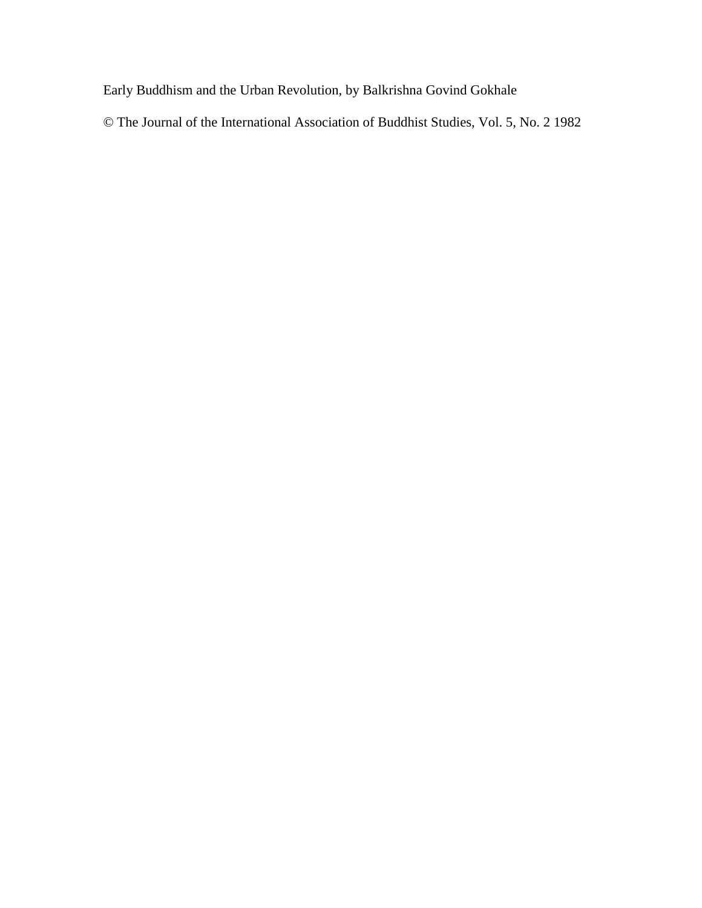Early Buddhism and the Urban Revolution, by Balkrishna Govind Gokhale

© The Journal of the International Association of Buddhist Studies, Vol. 5, No. 2 1982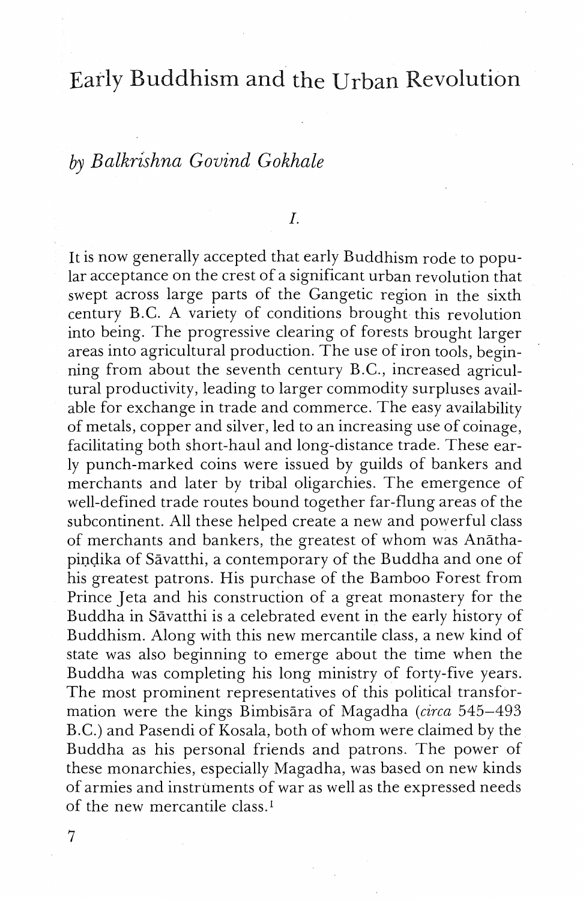# Early Buddhism and the Urban Revolution

*by Balkrishna Govind Gokhale*

I.

It is now generally accepted that early Buddhism rode to popular acceptance on the crest of a significant urban revolution that swept across large parts of the Gangetic region in the sixth century B.C. A variety of conditions brought this revolution into being. The progressive clearing of forests brought larger areas into agricultural production. The use of iron tools, beginning from about the seventh century B.C., increased agricultural productivity, leading to larger commodity surpluses available for exchange in trade and commerce. The easy availability of metals, copper and silver, led to an increasing use of coinage, facilitating both short-haul and long-distance trade. These early punch-marked coins were issued by guilds of bankers and merchants and later by tribal oligarchies. The emergence of well-defined trade routes bound together far-flung areas of the subcontinent. All these helped create a new and powerful class of merchants and bankers, the greatest of whom was Anāthapiṇḍika of Sāvatthi, a contemporary of the Buddha and one of his greatest patrons. His purchase of the Bamboo Forest from Prince Jeta and his construction of a great monastery for the Buddha in Sāvatthi is a celebrated event in the early history of Buddhism. Along with this new mercantile class, a new kind of state was also beginning to emerge about the time when the Buddha was completing his long ministry of forty-five years. The most prominent representatives of this political transformation were the kings Bimbisāra of Magadha (*circa* 545–493 B.C.) and Pasendi of Kosala, both of whom were claimed by the Buddha as his personal friends and patrons. The power of these monarchies, especially Magadha, was based on new kinds of armies and instruments of war as well as the expressed needs of the new mercantile class.[1]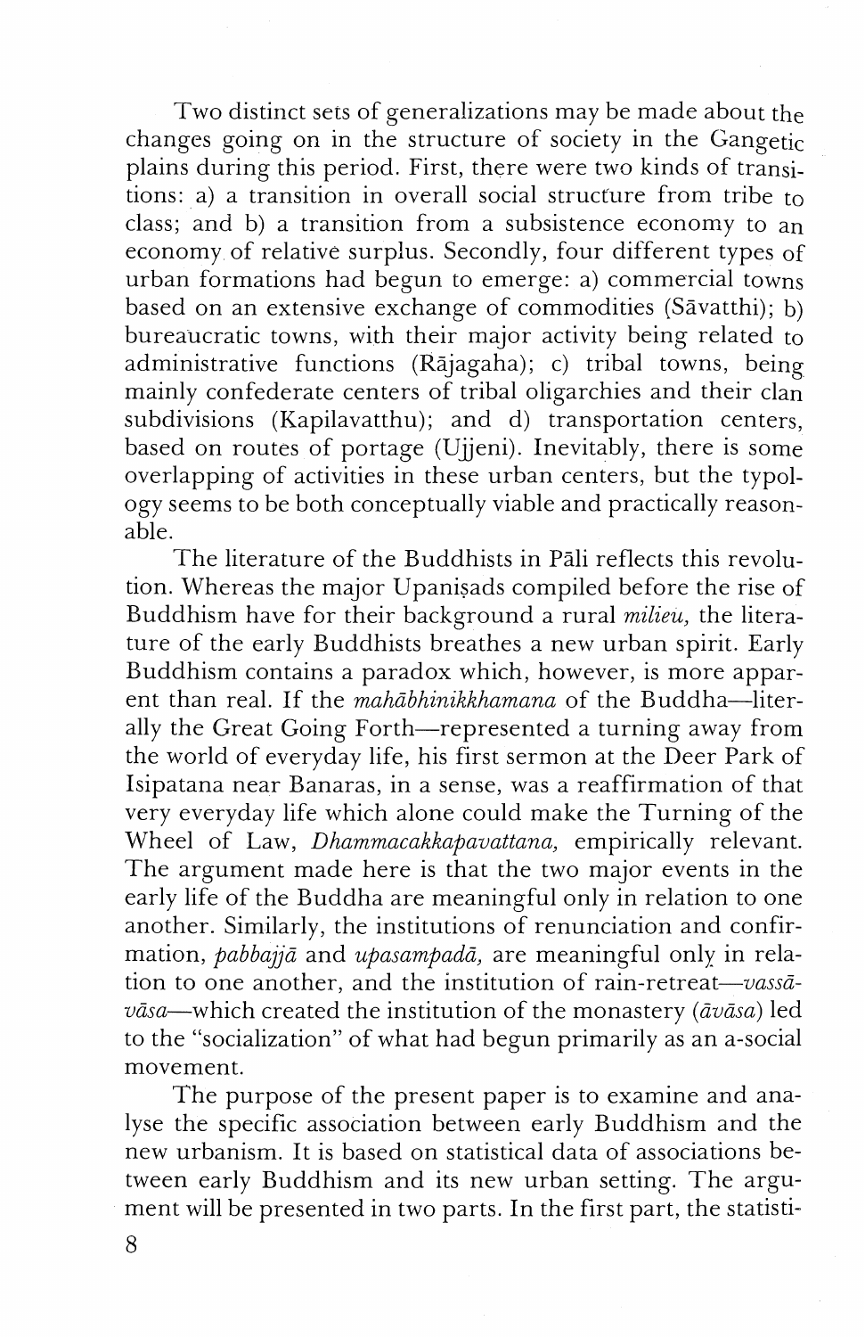Two distinct sets of generalizations may be made about the changes going on in the structure of society in the Gangetic plains during this period. First, there were two kinds of transitions: a) a transition in overall social structure from tribe to class; and b) a transition from a subsistence economy to an economy of relative surplus. Secondly, four different types of urban formations had begun to emerge: a) commercial towns based on an extensive exchange of commodities (Sāvatthi); b) bureaucratic towns, with their major activity being related to administrative functions (Rājagaha); c) tribal towns, being mainly confederate centers of tribal oligarchies and their clan subdivisions (Kapilavatthu); and d) transportation centers, based on routes of portage (Ujjeni). Inevitably, there is some overlapping of activities in these urban centers, but the typology seems to be both conceptually viable and practically reasonable.

The literature of the Buddhists in Pāli reflects this revolution. Whereas the major Upaniṣads compiled before the rise of Buddhism have for their background a rural *milieu,* the literature of the early Buddhists breathes a new urban spirit. Early Buddhism contains a paradox which, however, is more apparent than real. If the *mahābhinikkhamana* of the Buddha—literally the Great Going Forth—represented a turning away from the world of everyday life, his first sermon at the Deer Park of Isipatana near Banaras, in a sense, was a reaffirmation of that very everyday life which alone could make the Turning of the Wheel of Law, *Dhammacakkapavattana,* empirically relevant. The argument made here is that the two major events in the early life of the Buddha are meaningful only in relation to one another. Similarly, the institutions of renunciation and confirmation, *pabbajjā* and *upasampadā,* are meaningful only in relation to one another, and the institution of rain-retreat—*vassāvāsa*—which created the institution of the monastery (*āvāsa*) led to the "socialization" of what had begun primarily as an a-social movement.

The purpose of the present paper is to examine and analyse the specific association between early Buddhism and the new urbanism. It is based on statistical data of associations between early Buddhism and its new urban setting. The argument will be presented in two parts. In the first part, the statisti-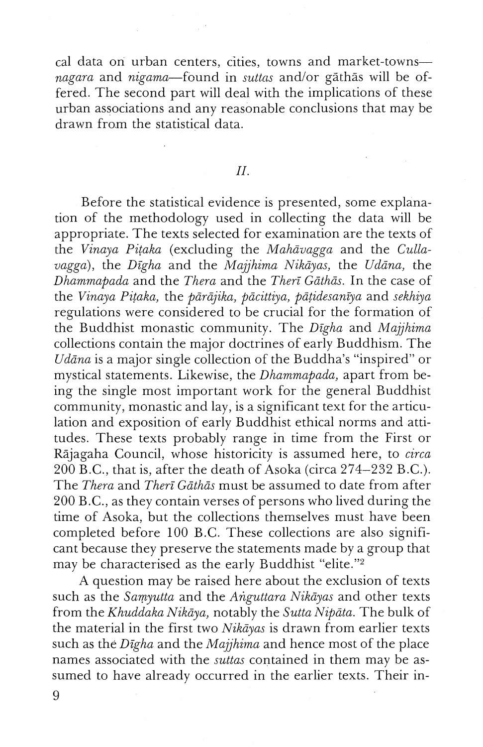cal data on urban centers, cities, towns and market-towns—*nagara* and *nigama*—found in *suttas* and/or gāthās will be offered. The second part will deal with the implications of these urban associations and any reasonable conclusions that may be drawn from the statistical data.

## *II.*

Before the statistical evidence is presented, some explanation of the methodology used in collecting the data will be appropriate. The texts selected for examination are the texts of the *Vinaya Piṭaka* (excluding the *Mahāvagga* and the *Cullavagga*), the *Dīgha* and the *Majjhima Nikāyas,* the *Udāna,* the *Dhammapada* and the *Thera* and the *Therī Gāthās.* In the case of the *Vinaya Piṭaka,* the *pārājika, pācittiya, pāṭidesanīya* and *sekhiya* regulations were considered to be crucial for the formation of the Buddhist monastic community. The *Dīgha* and *Majjhima* collections contain the major doctrines of early Buddhism. The *Udāna* is a major single collection of the Buddha's "inspired" or mystical statements. Likewise, the *Dhammapada,* apart from being the single most important work for the general Buddhist community, monastic and lay, is a significant text for the articulation and exposition of early Buddhist ethical norms and attitudes. These texts probably range in time from the First or Rājagaha Council, whose historicity is assumed here, to *circa* 200 B.C., that is, after the death of Asoka (circa 274–232 B.C.). The *Thera* and *Therī Gāthās* must be assumed to date from after 200 B.C., as they contain verses of persons who lived during the time of Asoka, but the collections themselves must have been completed before 100 B.C. These collections are also significant because they preserve the statements made by a group that may be characterised as the early Buddhist "elite."[2]

A question may be raised here about the exclusion of texts such as the *Saṃyutta* and the *Aṅguttara Nikāyas* and other texts from the *Khuddaka Nikāya,* notably the *Sutta Nipāta.* The bulk of the material in the first two *Nikāyas* is drawn from earlier texts such as the *Dīgha* and the *Majjhima* and hence most of the place names associated with the *suttas* contained in them may be assumed to have already occurred in the earlier texts. Their in-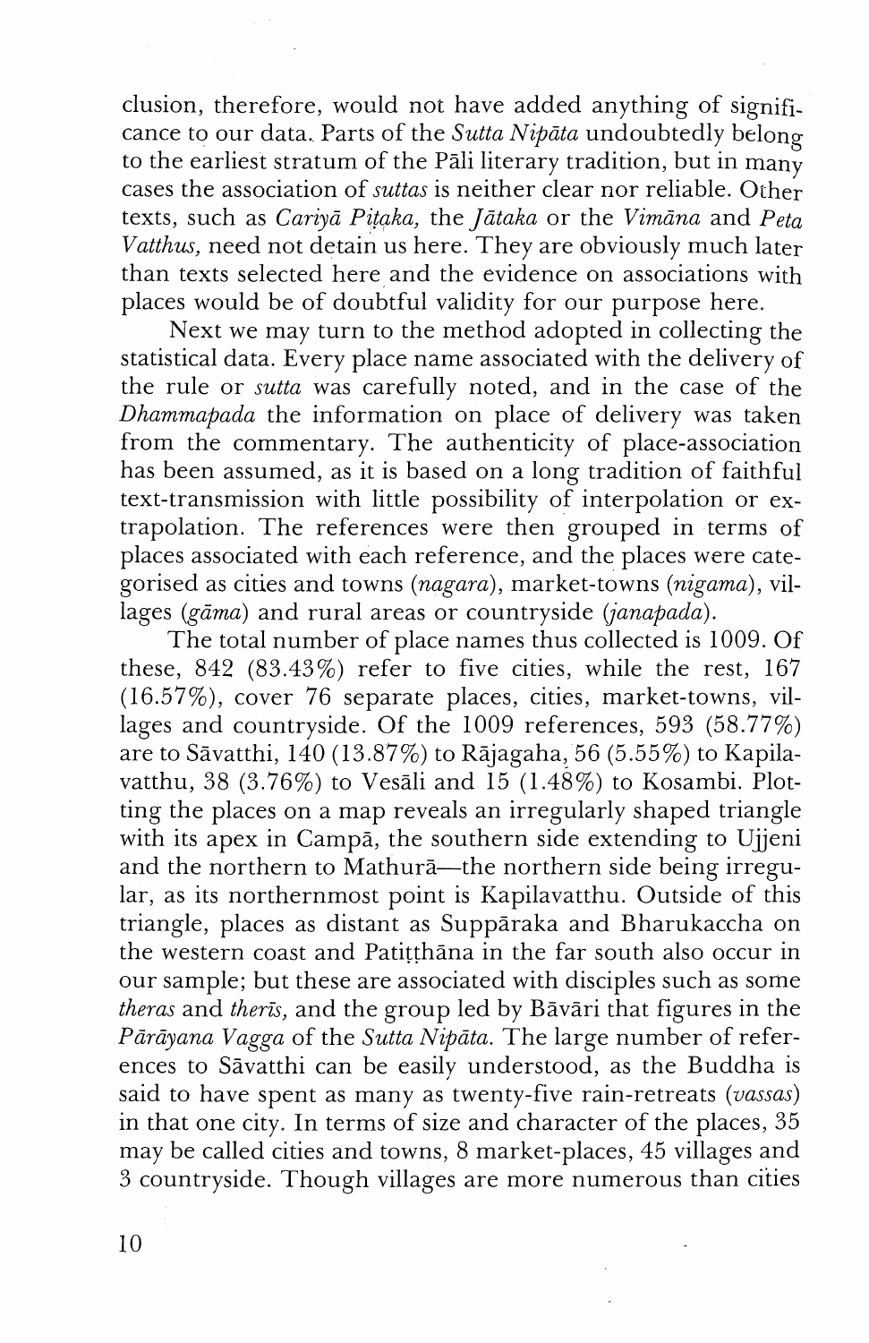clusion, therefore, would not have added anything of significance to our data. Parts of the *Sutta Nipāta* undoubtedly belong to the earliest stratum of the Pāli literary tradition, but in many cases the association of *suttas* is neither clear nor reliable. Other texts, such as *Cariyā Piṭaka,* the *Jātaka* or the *Vimāna* and *Peta Vatthus,* need not detain us here. They are obviously much later than texts selected here and the evidence on associations with places would be of doubtful validity for our purpose here.

Next we may turn to the method adopted in collecting the statistical data. Every place name associated with the delivery of the rule or *sutta* was carefully noted, and in the case of the *Dhammapada* the information on place of delivery was taken from the commentary. The authenticity of place-association has been assumed, as it is based on a long tradition of faithful text-transmission with little possibility of interpolation or extrapolation. The references were then grouped in terms of places associated with each reference, and the places were categorised as cities and towns (*nagara*), market-towns (*nigama*), villages (*gāma*) and rural areas or countryside (*janapada*).

The total number of place names thus collected is 1009. Of these, 842 (83.43%) refer to five cities, while the rest, 167 (16.57%), cover 76 separate places, cities, market-towns, villages and countryside. Of the 1009 references, 593 (58.77%) are to Sāvatthi, 140 (13.87%) to Rājagaha, 56 (5.55%) to Kapilavatthu, 38 (3.76%) to Vesāli and 15 (1.48%) to Kosambi. Plotting the places on a map reveals an irregularly shaped triangle with its apex in Campā, the southern side extending to Ujjeni and the northern to Mathurā—the northern side being irregular, as its northernmost point is Kapilavatthu. Outside of this triangle, places as distant as Suppāraka and Bharukaccha on the western coast and Patiṭṭhāna in the far south also occur in our sample; but these are associated with disciples such as some *theras* and *therīs,* and the group led by Bāvāri that figures in the *Pārāyana Vagga* of the *Sutta Nipāta.* The large number of references to Sāvatthi can be easily understood, as the Buddha is said to have spent as many as twenty-five rain-retreats (*vassas*) in that one city. In terms of size and character of the places, 35 may be called cities and towns, 8 market-places, 45 villages and 3 countryside. Though villages are more numerous than cities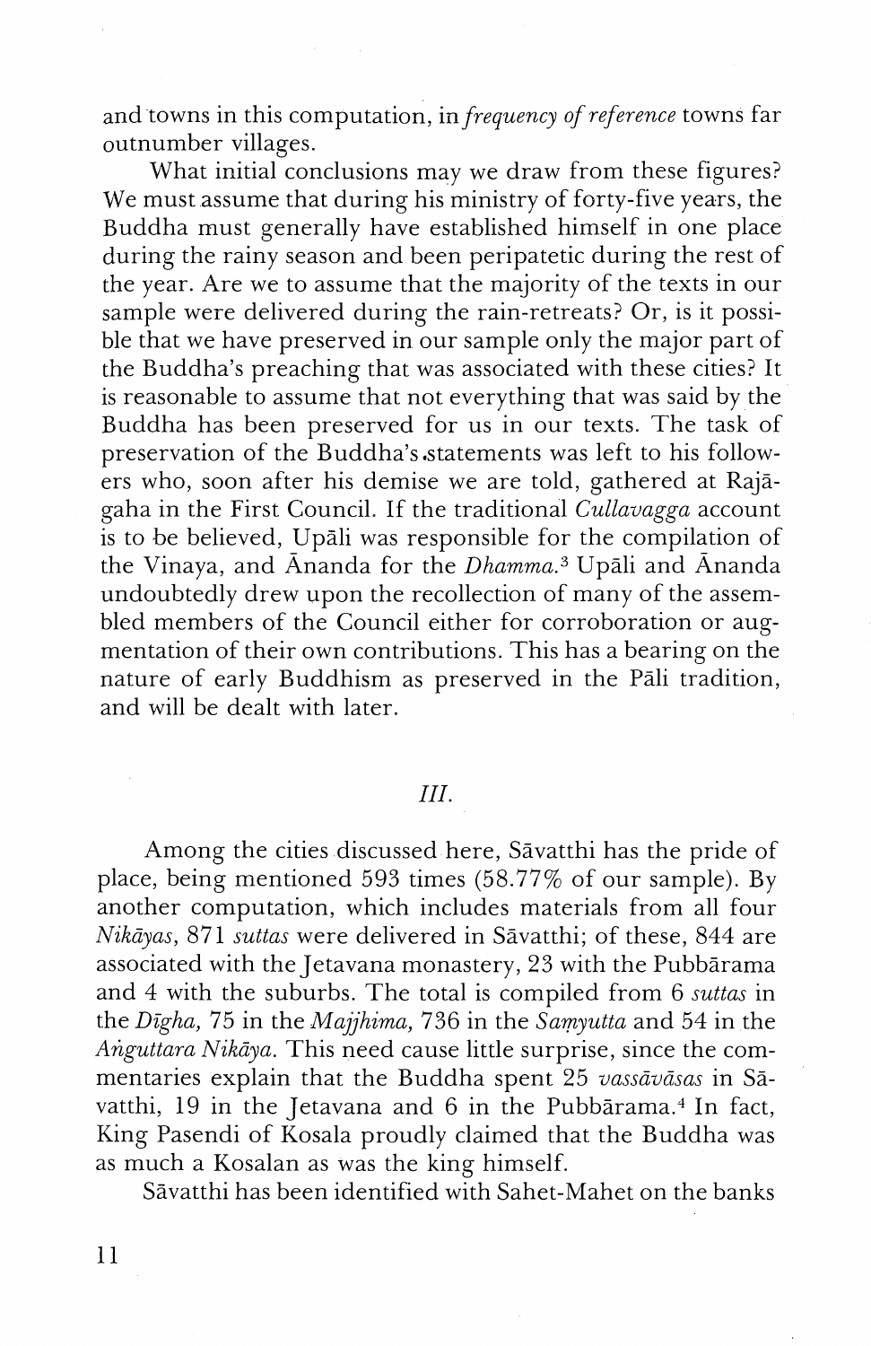and towns in this computation, in *frequency of reference* towns far outnumber villages.

What initial conclusions may we draw from these figures? We must assume that during his ministry of forty-five years, the Buddha must generally have established himself in one place during the rainy season and been peripatetic during the rest of the year. Are we to assume that the majority of the texts in our sample were delivered during the rain-retreats? Or, is it possible that we have preserved in our sample only the major part of the Buddha's preaching that was associated with these cities? It is reasonable to assume that not everything that was said by the Buddha has been preserved for us in our texts. The task of preservation of the Buddha's statements was left to his followers who, soon after his demise we are told, gathered at Rājagaha in the First Council. If the traditional *Cullavagga* account is to be believed, Upāli was responsible for the compilation of the Vinaya, and Ānanda for the *Dhamma*.[3] Upāli and Ānanda undoubtedly drew upon the recollection of many of the assembled members of the Council either for corroboration or augmentation of their own contributions. This has a bearing on the nature of early Buddhism as preserved in the Pāli tradition, and will be dealt with later.

## *III.*

Among the cities discussed here, Sāvatthi has the pride of place, being mentioned 593 times (58.77% of our sample). By another computation, which includes materials from all four *Nikāyas*, 871 *suttas* were delivered in Sāvatthi; of these, 844 are associated with the Jetavana monastery, 23 with the Pubbārama and 4 with the suburbs. The total is compiled from 6 *suttas* in the *Dīgha*, 75 in the *Majjhima*, 736 in the *Saṃyutta* and 54 in the *Aṅguttara Nikāya*. This need cause little surprise, since the commentaries explain that the Buddha spent 25 *vassāvāsas* in Sāvatthi, 19 in the Jetavana and 6 in the Pubbārama.[4] In fact, King Pasendi of Kosala proudly claimed that the Buddha was as much a Kosalan as was the king himself.

Sāvatthi has been identified with Sahet-Mahet on the banks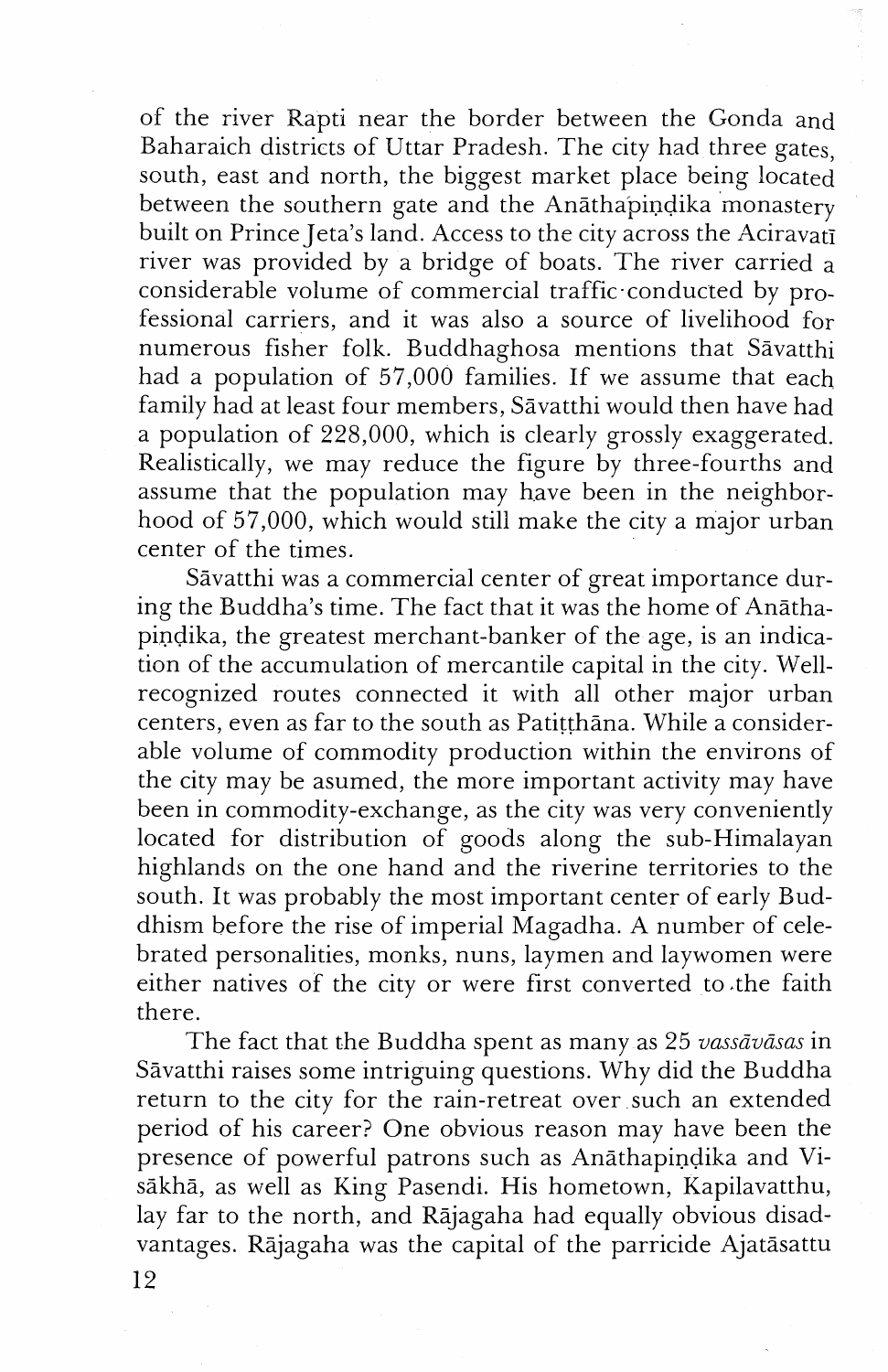of the river Rapti near the border between the Gonda and Baharaich districts of Uttar Pradesh. The city had three gates, south, east and north, the biggest market place being located between the southern gate and the Anāthapiṇḍika monastery built on Prince Jeta's land. Access to the city across the Aciravatī river was provided by a bridge of boats. The river carried a considerable volume of commercial traffic conducted by professional carriers, and it was also a source of livelihood for numerous fisher folk. Buddhaghosa mentions that Sāvatthi had a population of 57,000 families. If we assume that each family had at least four members, Sāvatthi would then have had a population of 228,000, which is clearly grossly exaggerated. Realistically, we may reduce the figure by three-fourths and assume that the population may have been in the neighborhood of 57,000, which would still make the city a major urban center of the times.

Sāvatthi was a commercial center of great importance during the Buddha's time. The fact that it was the home of Anāthapiṇḍika, the greatest merchant-banker of the age, is an indication of the accumulation of mercantile capital in the city. Well-recognized routes connected it with all other major urban centers, even as far to the south as Patiṭṭhāna. While a considerable volume of commodity production within the environs of the city may be asumed, the more important activity may have been in commodity-exchange, as the city was very conveniently located for distribution of goods along the sub-Himalayan highlands on the one hand and the riverine territories to the south. It was probably the most important center of early Buddhism before the rise of imperial Magadha. A number of celebrated personalities, monks, nuns, laymen and laywomen were either natives of the city or were first converted to the faith there.

The fact that the Buddha spent as many as 25 *vassāvāsas* in Sāvatthi raises some intriguing questions. Why did the Buddha return to the city for the rain-retreat over such an extended period of his career? One obvious reason may have been the presence of powerful patrons such as Anāthapiṇḍika and Visākhā, as well as King Pasendi. His hometown, Kapilavatthu, lay far to the north, and Rājagaha had equally obvious disadvantages. Rājagaha was the capital of the parricide Ajatāsattu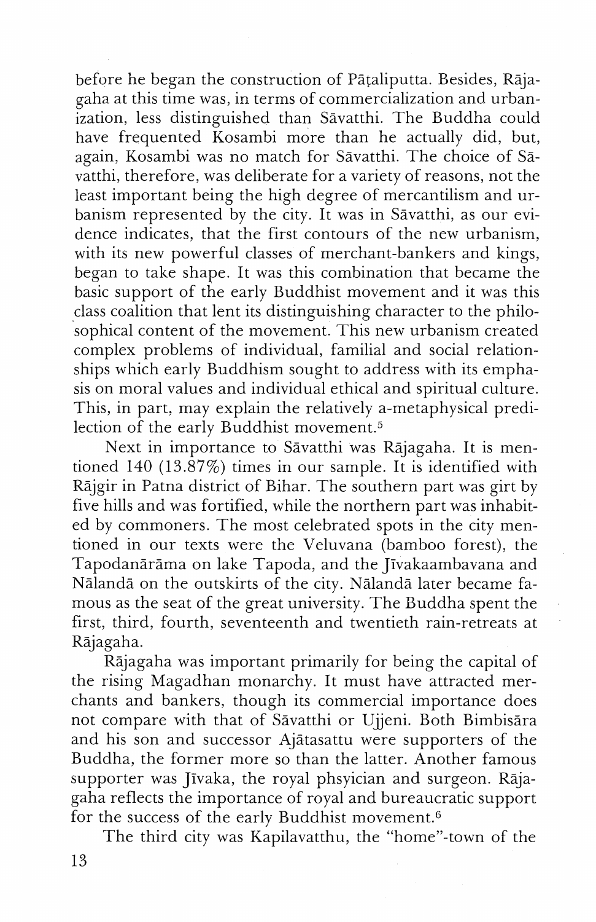before he began the construction of Pāṭaliputta. Besides, Rājagaha at this time was, in terms of commercialization and urbanization, less distinguished than Sāvatthi. The Buddha could have frequented Kosambi more than he actually did, but, again, Kosambi was no match for Sāvatthi. The choice of Sāvatthi, therefore, was deliberate for a variety of reasons, not the least important being the high degree of mercantilism and urbanism represented by the city. It was in Sāvatthi, as our evidence indicates, that the first contours of the new urbanism, with its new powerful classes of merchant-bankers and kings, began to take shape. It was this combination that became the basic support of the early Buddhist movement and it was this class coalition that lent its distinguishing character to the philosophical content of the movement. This new urbanism created complex problems of individual, familial and social relationships which early Buddhism sought to address with its emphasis on moral values and individual ethical and spiritual culture. This, in part, may explain the relatively a-metaphysical predilection of the early Buddhist movement.[5]

Next in importance to Sāvatthi was Rājagaha. It is mentioned 140 (13.87%) times in our sample. It is identified with Rājgir in Patna district of Bihar. The southern part was girt by five hills and was fortified, while the northern part was inhabited by commoners. The most celebrated spots in the city mentioned in our texts were the Veluvana (bamboo forest), the Tapodanārāma on lake Tapoda, and the Jīvakaambavana and Nālandā on the outskirts of the city. Nālandā later became famous as the seat of the great university. The Buddha spent the first, third, fourth, seventeenth and twentieth rain-retreats at Rājagaha.

Rājagaha was important primarily for being the capital of the rising Magadhan monarchy. It must have attracted merchants and bankers, though its commercial importance does not compare with that of Sāvatthi or Ujjeni. Both Bimbisāra and his son and successor Ajātasattu were supporters of the Buddha, the former more so than the latter. Another famous supporter was Jīvaka, the royal phsyician and surgeon. Rājagaha reflects the importance of royal and bureaucratic support for the success of the early Buddhist movement.[6]

The third city was Kapilavatthu, the "home"-town of the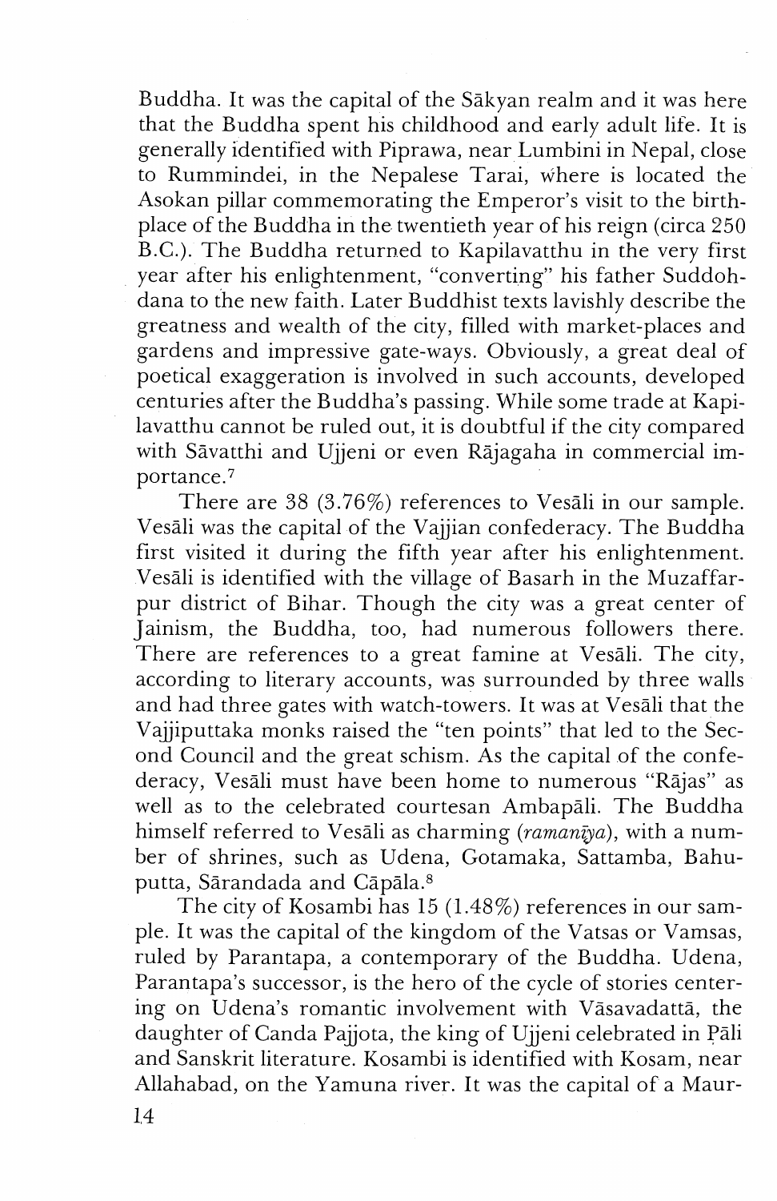Buddha. It was the capital of the Sākyan realm and it was here that the Buddha spent his childhood and early adult life. It is generally identified with Piprawa, near Lumbini in Nepal, close to Rummindei, in the Nepalese Tarai, where is located the Asokan pillar commemorating the Emperor's visit to the birthplace of the Buddha in the twentieth year of his reign (circa 250 B.C.). The Buddha returned to Kapilavatthu in the very first year after his enlightenment, "converting" his father Suddohdana to the new faith. Later Buddhist texts lavishly describe the greatness and wealth of the city, filled with market-places and gardens and impressive gate-ways. Obviously, a great deal of poetical exaggeration is involved in such accounts, developed centuries after the Buddha's passing. While some trade at Kapilavatthu cannot be ruled out, it is doubtful if the city compared with Sāvatthi and Ujjeni or even Rājagaha in commercial importance.[7]

There are 38 (3.76%) references to Vesāli in our sample. Vesāli was the capital of the Vajjian confederacy. The Buddha first visited it during the fifth year after his enlightenment. Vesāli is identified with the village of Basarh in the Muzaffarpur district of Bihar. Though the city was a great center of Jainism, the Buddha, too, had numerous followers there. There are references to a great famine at Vesāli. The city, according to literary accounts, was surrounded by three walls and had three gates with watch-towers. It was at Vesāli that the Vajjiputtaka monks raised the "ten points" that led to the Second Council and the great schism. As the capital of the confederacy, Vesāli must have been home to numerous "Rājas" as well as to the celebrated courtesan Ambapāli. The Buddha himself referred to Vesāli as charming (*ramanīya*), with a number of shrines, such as Udena, Gotamaka, Sattamba, Bahuputta, Sārandada and Cāpāla.[8]

The city of Kosambi has 15 (1.48%) references in our sample. It was the capital of the kingdom of the Vatsas or Vamsas, ruled by Parantapa, a contemporary of the Buddha. Udena, Parantapa's successor, is the hero of the cycle of stories centering on Udena's romantic involvement with Vāsavadattā, the daughter of Canda Pajjota, the king of Ujjeni celebrated in Pāli and Sanskrit literature. Kosambi is identified with Kosam, near Allahabad, on the Yamuna river. It was the capital of a Maur-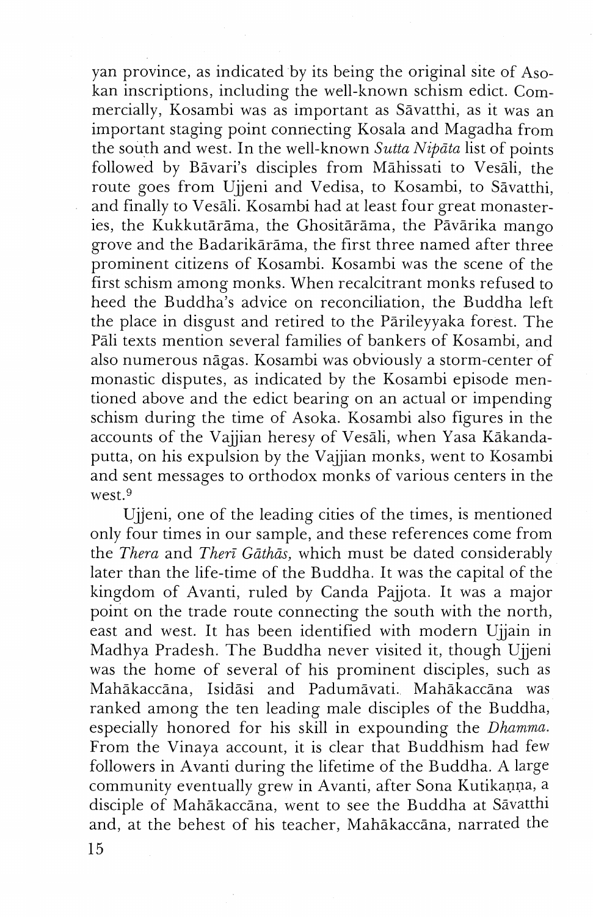yan province, as indicated by its being the original site of Asokan inscriptions, including the well-known schism edict. Commercially, Kosambi was as important as Sāvatthi, as it was an important staging point connecting Kosala and Magadha from the south and west. In the well-known *Sutta Nipāta* list of points followed by Bāvari's disciples from Māhissati to Vesāli, the route goes from Ujjeni and Vedisa, to Kosambi, to Sāvatthi, and finally to Vesāli. Kosambi had at least four great monasteries, the Kukkutārāma, the Ghositārāma, the Pāvārika mango grove and the Badarikārāma, the first three named after three prominent citizens of Kosambi. Kosambi was the scene of the first schism among monks. When recalcitrant monks refused to heed the Buddha's advice on reconciliation, the Buddha left the place in disgust and retired to the Pārileyyaka forest. The Pāli texts mention several families of bankers of Kosambi, and also numerous nāgas. Kosambi was obviously a storm-center of monastic disputes, as indicated by the Kosambi episode mentioned above and the edict bearing on an actual or impending schism during the time of Asoka. Kosambi also figures in the accounts of the Vajjian heresy of Vesāli, when Yasa Kākandaputta, on his expulsion by the Vajjian monks, went to Kosambi and sent messages to orthodox monks of various centers in the west.[9]

Ujjeni, one of the leading cities of the times, is mentioned only four times in our sample, and these references come from the *Thera* and *Therī Gāthās,* which must be dated considerably later than the life-time of the Buddha. It was the capital of the kingdom of Avanti, ruled by Canda Pajjota. It was a major point on the trade route connecting the south with the north, east and west. It has been identified with modern Ujjain in Madhya Pradesh. The Buddha never visited it, though Ujjeni was the home of several of his prominent disciples, such as Mahākaccāna, Isidāsi and Padumāvati. Mahākaccāna was ranked among the ten leading male disciples of the Buddha, especially honored for his skill in expounding the *Dhamma.* From the Vinaya account, it is clear that Buddhism had few followers in Avanti during the lifetime of the Buddha. A large community eventually grew in Avanti, after Sona Kutikaṇṇa, a disciple of Mahākaccāna, went to see the Buddha at Sāvatthi and, at the behest of his teacher, Mahākaccāna, narrated the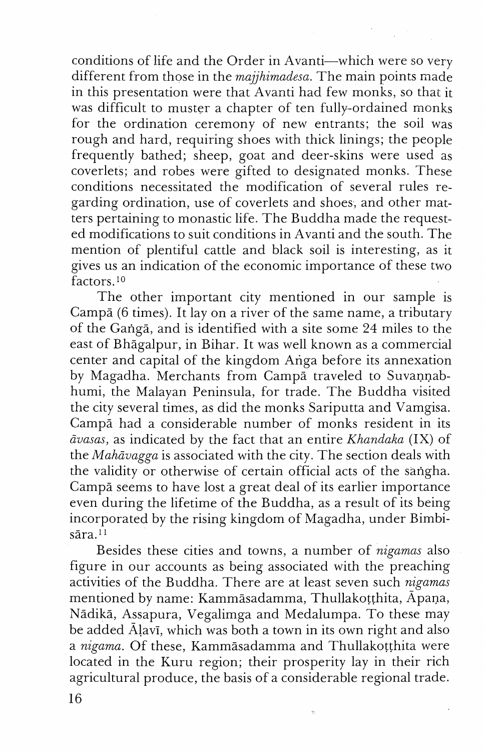conditions of life and the Order in Avanti—which were so very different from those in the *majjhimadesa*. The main points made in this presentation were that Avanti had few monks, so that it was difficult to muster a chapter of ten fully-ordained monks for the ordination ceremony of new entrants; the soil was rough and hard, requiring shoes with thick linings; the people frequently bathed; sheep, goat and deer-skins were used as coverlets; and robes were gifted to designated monks. These conditions necessitated the modification of several rules regarding ordination, use of coverlets and shoes, and other matters pertaining to monastic life. The Buddha made the requested modifications to suit conditions in Avanti and the south. The mention of plentiful cattle and black soil is interesting, as it gives us an indication of the economic importance of these two factors.[10]

The other important city mentioned in our sample is Campā (6 times). It lay on a river of the same name, a tributary of the Gaṅgā, and is identified with a site some 24 miles to the east of Bhāgalpur, in Bihar. It was well known as a commercial center and capital of the kingdom Aṅga before its annexation by Magadha. Merchants from Campā traveled to Suvaṇṇabhumi, the Malayan Peninsula, for trade. The Buddha visited the city several times, as did the monks Sariputta and Vamgisa. Campā had a considerable number of monks resident in its *āvasas*, as indicated by the fact that an entire *Khandaka* (IX) of the *Mahāvagga* is associated with the city. The section deals with the validity or otherwise of certain official acts of the saṅgha. Campā seems to have lost a great deal of its earlier importance even during the lifetime of the Buddha, as a result of its being incorporated by the rising kingdom of Magadha, under Bimbisāra.[11]

Besides these cities and towns, a number of *nigamas* also figure in our accounts as being associated with the preaching activities of the Buddha. There are at least seven such *nigamas* mentioned by name: Kammāsadamma, Thuḷḷakoṭṭhita, Āpaṇa, Nādikā, Assapura, Vegalimga and Medalumpa. To these may be added Āḷavī, which was both a town in its own right and also a *nigama*. Of these, Kammāsadamma and Thullakoṭṭhita were located in the Kuru region; their prosperity lay in their rich agricultural produce, the basis of a considerable regional trade.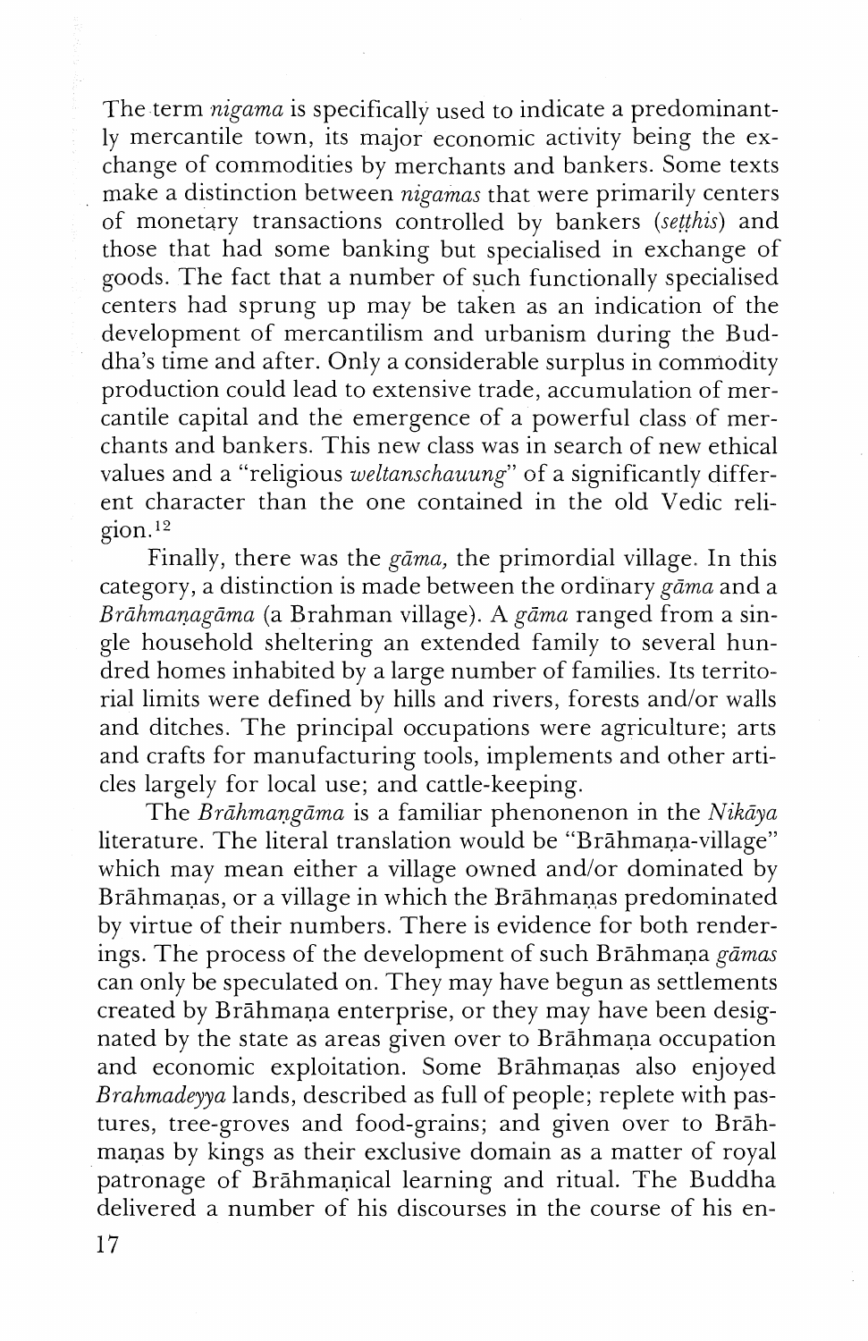The term *nigama* is specifically used to indicate a predominantly mercantile town, its major economic activity being the exchange of commodities by merchants and bankers. Some texts make a distinction between *nigamas* that were primarily centers of monetary transactions controlled by bankers (*seṭṭhis*) and those that had some banking but specialised in exchange of goods. The fact that a number of such functionally specialised centers had sprung up may be taken as an indication of the development of mercantilism and urbanism during the Buddha's time and after. Only a considerable surplus in commodity production could lead to extensive trade, accumulation of mercantile capital and the emergence of a powerful class of merchants and bankers. This new class was in search of new ethical values and a "religious *weltanschauung*" of a significantly different character than the one contained in the old Vedic religion.[12]

Finally, there was the *gāma,* the primordial village. In this category, a distinction is made between the ordinary *gāma* and a *Brāhmaṇagāma* (a Brahman village). A *gāma* ranged from a single household sheltering an extended family to several hundred homes inhabited by a large number of families. Its territorial limits were defined by hills and rivers, forests and/or walls and ditches. The principal occupations were agriculture; arts and crafts for manufacturing tools, implements and other articles largely for local use; and cattle-keeping.

The *Brāhmaṇgāma* is a familiar phenonenon in the *Nikāya* literature. The literal translation would be "Brāhmaṇa-village" which may mean either a village owned and/or dominated by Brāhmaṇas, or a village in which the Brāhmaṇas predominated by virtue of their numbers. There is evidence for both renderings. The process of the development of such Brāhmaṇa *gāmas* can only be speculated on. They may have begun as settlements created by Brāhmaṇa enterprise, or they may have been designated by the state as areas given over to Brāhmaṇa occupation and economic exploitation. Some Brāhmaṇas also enjoyed *Brahmadeyya* lands, described as full of people; replete with pastures, tree-groves and food-grains; and given over to Brāhmaṇas by kings as their exclusive domain as a matter of royal patronage of Brāhmaṇical learning and ritual. The Buddha delivered a number of his discourses in the course of his en-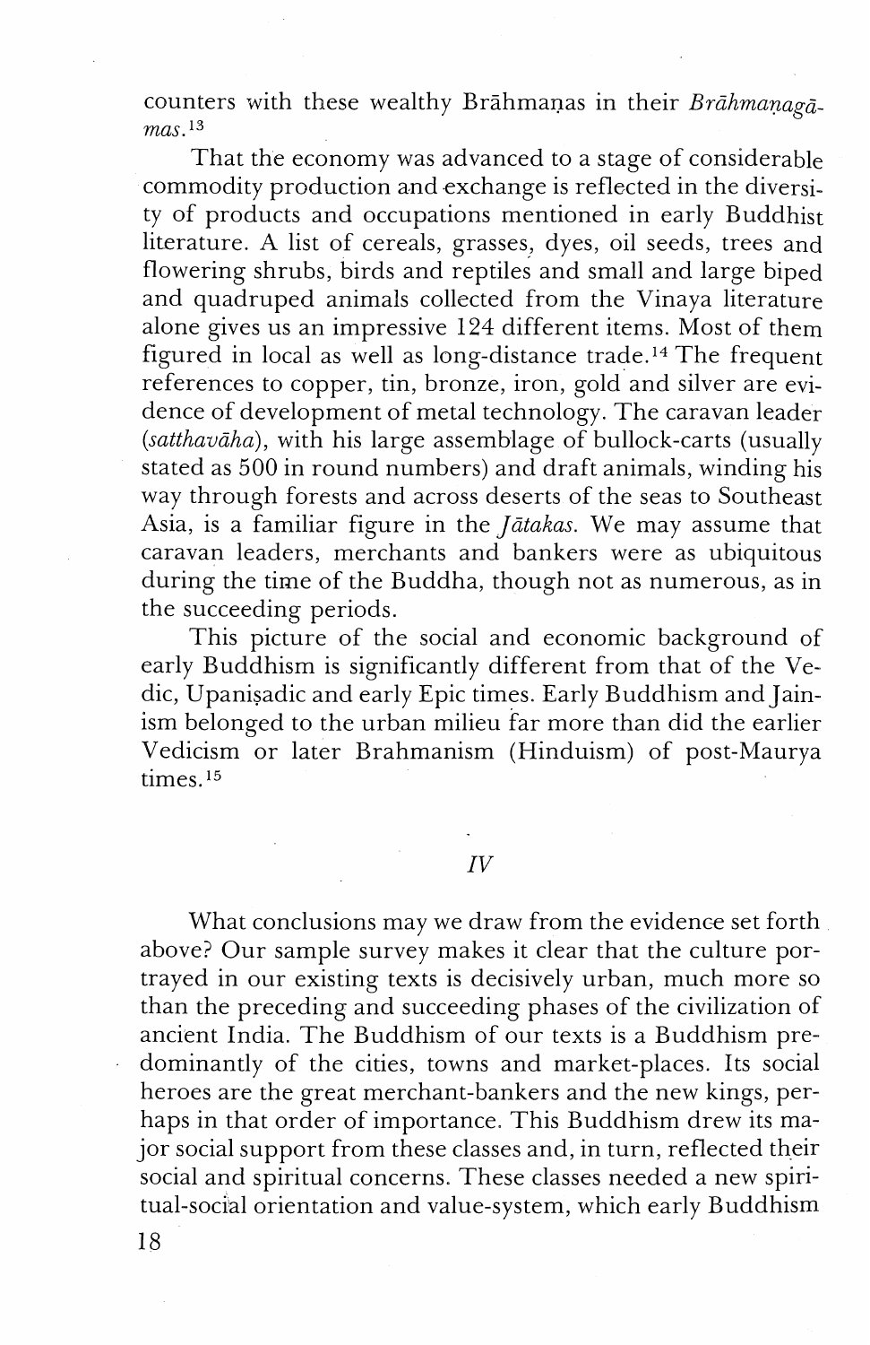counters with these wealthy Brāhmaṇas in their *Brāhmaṇagāmas*.[13]

That the economy was advanced to a stage of considerable commodity production and exchange is reflected in the diversity of products and occupations mentioned in early Buddhist literature. A list of cereals, grasses, dyes, oil seeds, trees and flowering shrubs, birds and reptiles and small and large biped and quadruped animals collected from the Vinaya literature alone gives us an impressive 124 different items. Most of them figured in local as well as long-distance trade.[14] The frequent references to copper, tin, bronze, iron, gold and silver are evidence of development of metal technology. The caravan leader (*satthavāha*), with his large assemblage of bullock-carts (usually stated as 500 in round numbers) and draft animals, winding his way through forests and across deserts of the seas to Southeast Asia, is a familiar figure in the *Jātakas*. We may assume that caravan leaders, merchants and bankers were as ubiquitous during the time of the Buddha, though not as numerous, as in the succeeding periods.

This picture of the social and economic background of early Buddhism is significantly different from that of the Vedic, Upaniṣadic and early Epic times. Early Buddhism and Jainism belonged to the urban milieu far more than did the earlier Vedicism or later Brahmanism (Hinduism) of post-Maurya times.[15]

## IV

What conclusions may we draw from the evidence set forth above? Our sample survey makes it clear that the culture portrayed in our existing texts is decisively urban, much more so than the preceding and succeeding phases of the civilization of ancient India. The Buddhism of our texts is a Buddhism predominantly of the cities, towns and market-places. Its social heroes are the great merchant-bankers and the new kings, perhaps in that order of importance. This Buddhism drew its major social support from these classes and, in turn, reflected their social and spiritual concerns. These classes needed a new spiritual-social orientation and value-system, which early Buddhism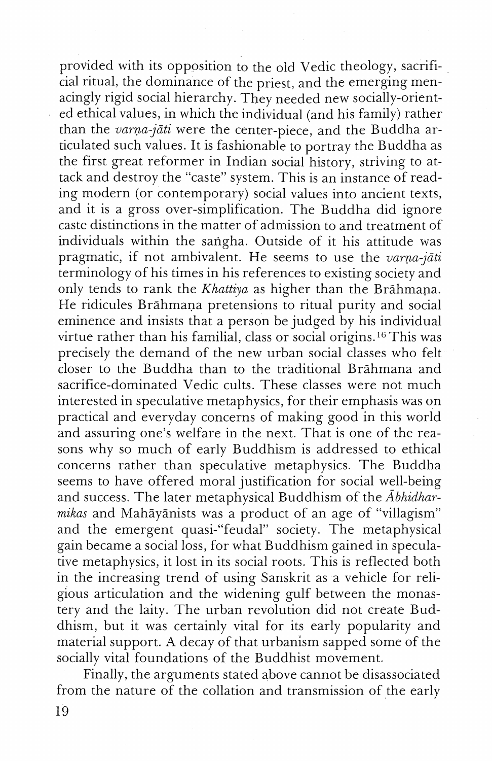provided with its opposition to the old Vedic theology, sacrificial ritual, the dominance of the priest, and the emerging menacingly rigid social hierarchy. They needed new socially-oriented ethical values, in which the individual (and his family) rather than the *varṇa-jāti* were the center-piece, and the Buddha articulated such values. It is fashionable to portray the Buddha as the first great reformer in Indian social history, striving to attack and destroy the "caste" system. This is an instance of reading modern (or contemporary) social values into ancient texts, and it is a gross over-simplification. The Buddha did ignore caste distinctions in the matter of admission to and treatment of individuals within the saṅgha. Outside of it his attitude was pragmatic, if not ambivalent. He seems to use the *varṇa-jāti* terminology of his times in his references to existing society and only tends to rank the *Khattiya* as higher than the Brāhmaṇa. He ridicules Brāhmaṇa pretensions to ritual purity and social eminence and insists that a person be judged by his individual virtue rather than his familial, class or social origins.[16] This was precisely the demand of the new urban social classes who felt closer to the Buddha than to the traditional Brāhmana and sacrifice-dominated Vedic cults. These classes were not much interested in speculative metaphysics, for their emphasis was on practical and everyday concerns of making good in this world and assuring one's welfare in the next. That is one of the reasons why so much of early Buddhism is addressed to ethical concerns rather than speculative metaphysics. The Buddha seems to have offered moral justification for social well-being and success. The later metaphysical Buddhism of the *Ābhidharmikas* and Mahāyānists was a product of an age of "villagism" and the emergent quasi-"feudal" society. The metaphysical gain became a social loss, for what Buddhism gained in speculative metaphysics, it lost in its social roots. This is reflected both in the increasing trend of using Sanskrit as a vehicle for religious articulation and the widening gulf between the monastery and the laity. The urban revolution did not create Buddhism, but it was certainly vital for its early popularity and material support. A decay of that urbanism sapped some of the socially vital foundations of the Buddhist movement.

Finally, the arguments stated above cannot be disassociated from the nature of the collation and transmission of the early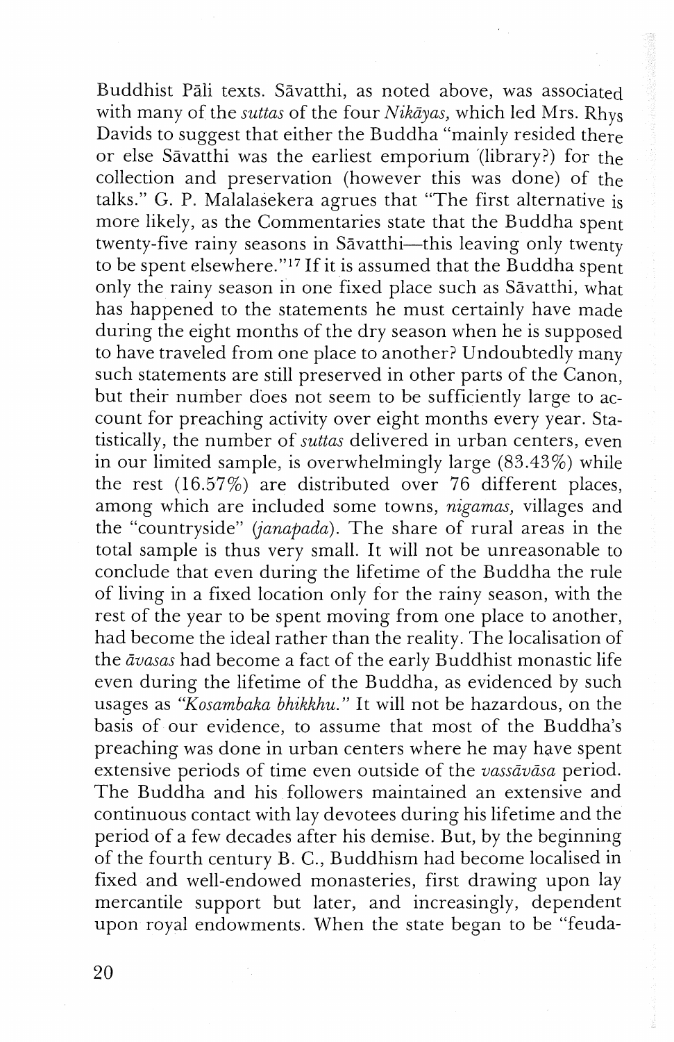Buddhist Pāli texts. Sāvatthi, as noted above, was associated with many of the *suttas* of the four *Nikāyas*, which led Mrs. Rhys Davids to suggest that either the Buddha "mainly resided there or else Sāvatthi was the earliest emporium (library?) for the collection and preservation (however this was done) of the talks." G. P. Malalasekera agrues that "The first alternative is more likely, as the Commentaries state that the Buddha spent twenty-five rainy seasons in Sāvatthi—this leaving only twenty to be spent elsewhere."[17] If it is assumed that the Buddha spent only the rainy season in one fixed place such as Sāvatthi, what has happened to the statements he must certainly have made during the eight months of the dry season when he is supposed to have traveled from one place to another? Undoubtedly many such statements are still preserved in other parts of the Canon, but their number does not seem to be sufficiently large to account for preaching activity over eight months every year. Statistically, the number of *suttas* delivered in urban centers, even in our limited sample, is overwhelmingly large (83.43%) while the rest (16.57%) are distributed over 76 different places, among which are included some towns, *nigamas,* villages and the "countryside" (*janapada*). The share of rural areas in the total sample is thus very small. It will not be unreasonable to conclude that even during the lifetime of the Buddha the rule of living in a fixed location only for the rainy season, with the rest of the year to be spent moving from one place to another, had become the ideal rather than the reality. The localisation of the *āvasas* had become a fact of the early Buddhist monastic life even during the lifetime of the Buddha, as evidenced by such usages as *"Kosambaka bhikkhu."* It will not be hazardous, on the basis of our evidence, to assume that most of the Buddha's preaching was done in urban centers where he may have spent extensive periods of time even outside of the *vassāvāsa* period. The Buddha and his followers maintained an extensive and continuous contact with lay devotees during his lifetime and the period of a few decades after his demise. But, by the beginning of the fourth century B. C., Buddhism had become localised in fixed and well-endowed monasteries, first drawing upon lay mercantile support but later, and increasingly, dependent upon royal endowments. When the state began to be "feuda-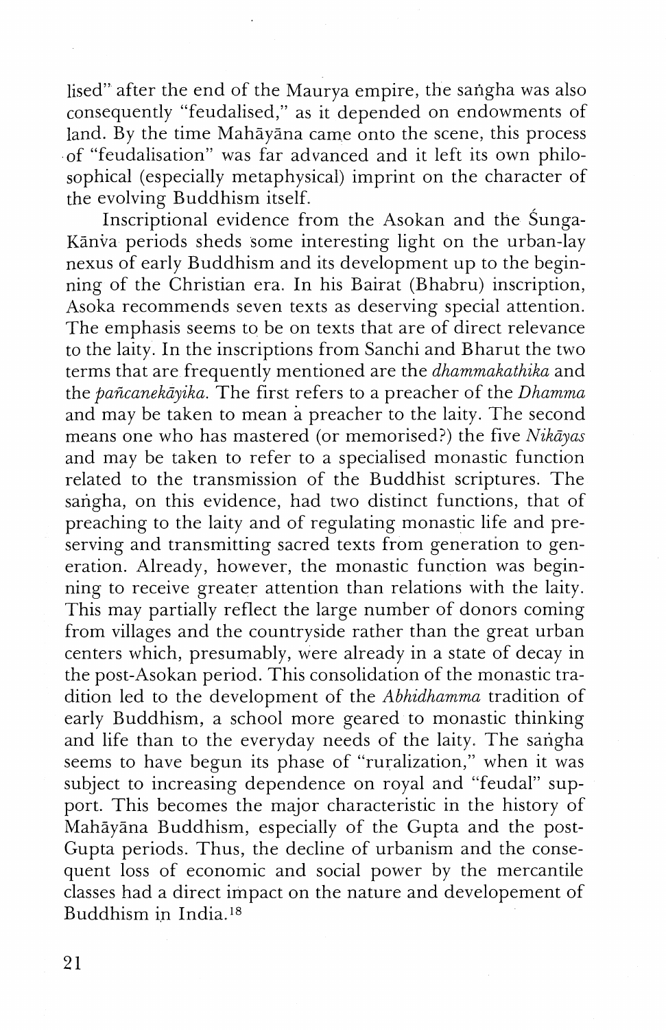lised" after the end of the Maurya empire, the saṅgha was also consequently "feudalised," as it depended on endowments of land. By the time Mahāyāna came onto the scene, this process of "feudalisation" was far advanced and it left its own philosophical (especially metaphysical) imprint on the character of the evolving Buddhism itself.

Inscriptional evidence from the Asokan and the Śunga-Kānva periods sheds some interesting light on the urban-lay nexus of early Buddhism and its development up to the beginning of the Christian era. In his Bairat (Bhabru) inscription, Asoka recommends seven texts as deserving special attention. The emphasis seems to be on texts that are of direct relevance to the laity. In the inscriptions from Sanchi and Bharut the two terms that are frequently mentioned are the *dhammakathika* and the *pañcanekāyika*. The first refers to a preacher of the *Dhamma* and may be taken to mean a preacher to the laity. The second means one who has mastered (or memorised?) the five *Nikāyas* and may be taken to refer to a specialised monastic function related to the transmission of the Buddhist scriptures. The saṅgha, on this evidence, had two distinct functions, that of preaching to the laity and of regulating monastic life and preserving and transmitting sacred texts from generation to generation. Already, however, the monastic function was beginning to receive greater attention than relations with the laity. This may partially reflect the large number of donors coming from villages and the countryside rather than the great urban centers which, presumably, were already in a state of decay in the post-Asokan period. This consolidation of the monastic tradition led to the development of the *Abhidhamma* tradition of early Buddhism, a school more geared to monastic thinking and life than to the everyday needs of the laity. The saṅgha seems to have begun its phase of "ruralization," when it was subject to increasing dependence on royal and "feudal" support. This becomes the major characteristic in the history of Mahāyāna Buddhism, especially of the Gupta and the post-Gupta periods. Thus, the decline of urbanism and the consequent loss of economic and social power by the mercantile classes had a direct impact on the nature and developement of Buddhism in India.[18]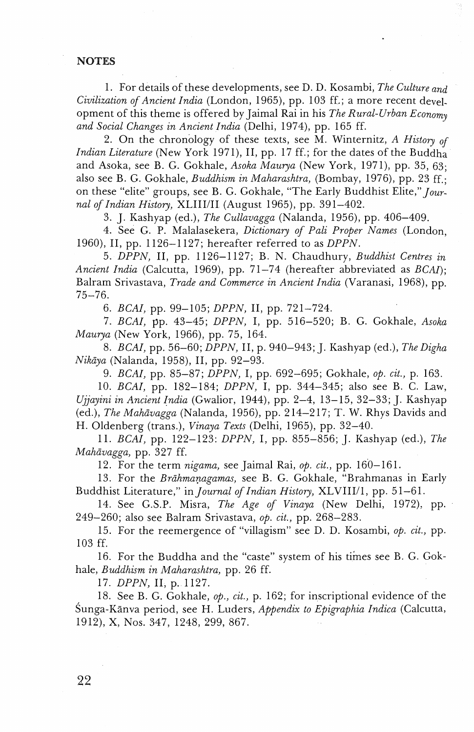## NOTES

1. For details of these developments, see D. D. Kosambi, *The Culture and Civilization of Ancient India* (London, 1965), pp. 103 ff.; a more recent development of this theme is offered by Jaimal Rai in his *The Rural-Urban Economy and Social Changes in Ancient India* (Delhi, 1974), pp. 165 ff.

2. On the chronology of these texts, see M. Winternitz, *A History of Indian Literature* (New York 1971), II, pp. 17 ff.; for the dates of the Buddha and Asoka, see B. G. Gokhale, *Asoka Maurya* (New York, 1971), pp. 35, 63; also see B. G. Gokhale, *Buddhism in Maharashtra,* (Bombay, 1976), pp. 23 ff.; on these "elite" groups, see B. G. Gokhale, "The Early Buddhist Elite," *Journal of Indian History,* XLIII/II (August 1965), pp. 391–402.

3. J. Kashyap (ed.), *The Cullavagga* (Nalanda, 1956), pp. 406–409.

4. See G. P. Malalasekera, *Dictionary of Pali Proper Names* (London, 1960), II, pp. 1126–1127; hereafter referred to as *DPPN*.

5. *DPPN,* II, pp. 1126–1127; B. N. Chaudhury, *Buddhist Centres in Ancient India* (Calcutta, 1969), pp. 71–74 (hereafter abbreviated as *BCAI*); Balram Srivastava, *Trade and Commerce in Ancient India* (Varanasi, 1968), pp. 75–76.

6. *BCAI,* pp. 99–105; *DPPN,* II, pp. 721–724.

7. *BCAI,* pp. 43–45; *DPPN,* I, pp. 516–520; B. G. Gokhale, *Asoka Maurya* (New York, 1966), pp. 75, 164.

8. *BCAI,* pp. 56–60; *DPPN,* II, p. 940–943; J. Kashyap (ed.), *The Digha Nikāya* (Nalanda, 1958), II, pp. 92–93.

9. *BCAI,* pp. 85–87; *DPPN,* I, pp. 692–695; Gokhale, *op. cit.,* p. 163.

10. *BCAI,* pp. 182–184; *DPPN,* I, pp. 344–345; also see B. C. Law, *Ujjayini in Ancient India* (Gwalior, 1944), pp. 2–4, 13–15, 32–33; J. Kashyap (ed.), *The Mahāvagga* (Nalanda, 1956), pp. 214–217; T. W. Rhys Davids and H. Oldenberg (trans.), *Vinaya Texts* (Delhi, 1965), pp. 32–40.

11. *BCAI,* pp. 122–123: *DPPN,* I, pp. 855–856; J. Kashyap (ed.), *The Mahāvagga,* pp. 327 ff.

12. For the term *nigama,* see Jaimal Rai, *op. cit.,* pp. 160–161.

13. For the *Brāhmaṇagamas,* see B. G. Gokhale, "Brahmanas in Early Buddhist Literature," in *Journal of Indian History,* XLVIII/1, pp. 51–61.

14. See G.S.P. Misra, *The Age of Vinaya* (New Delhi, 1972), pp. 249–260; also see Balram Srivastava, *op. cit.,* pp. 268–283.

15. For the reemergence of "villagism" see D. D. Kosambi, *op. cit.,* pp. 103 ff.

16. For the Buddha and the "caste" system of his times see B. G. Gokhale, *Buddhism in Maharashtra,* pp. 26 ff.

17. *DPPN,* II, p. 1127.

18. See B. G. Gokhale, *op., cit.,* p. 162; for inscriptional evidence of the Śunga-Kānva period, see H. Luders, *Appendix to Epigraphia Indica* (Calcutta, 1912), X, Nos. 347, 1248, 299, 867.